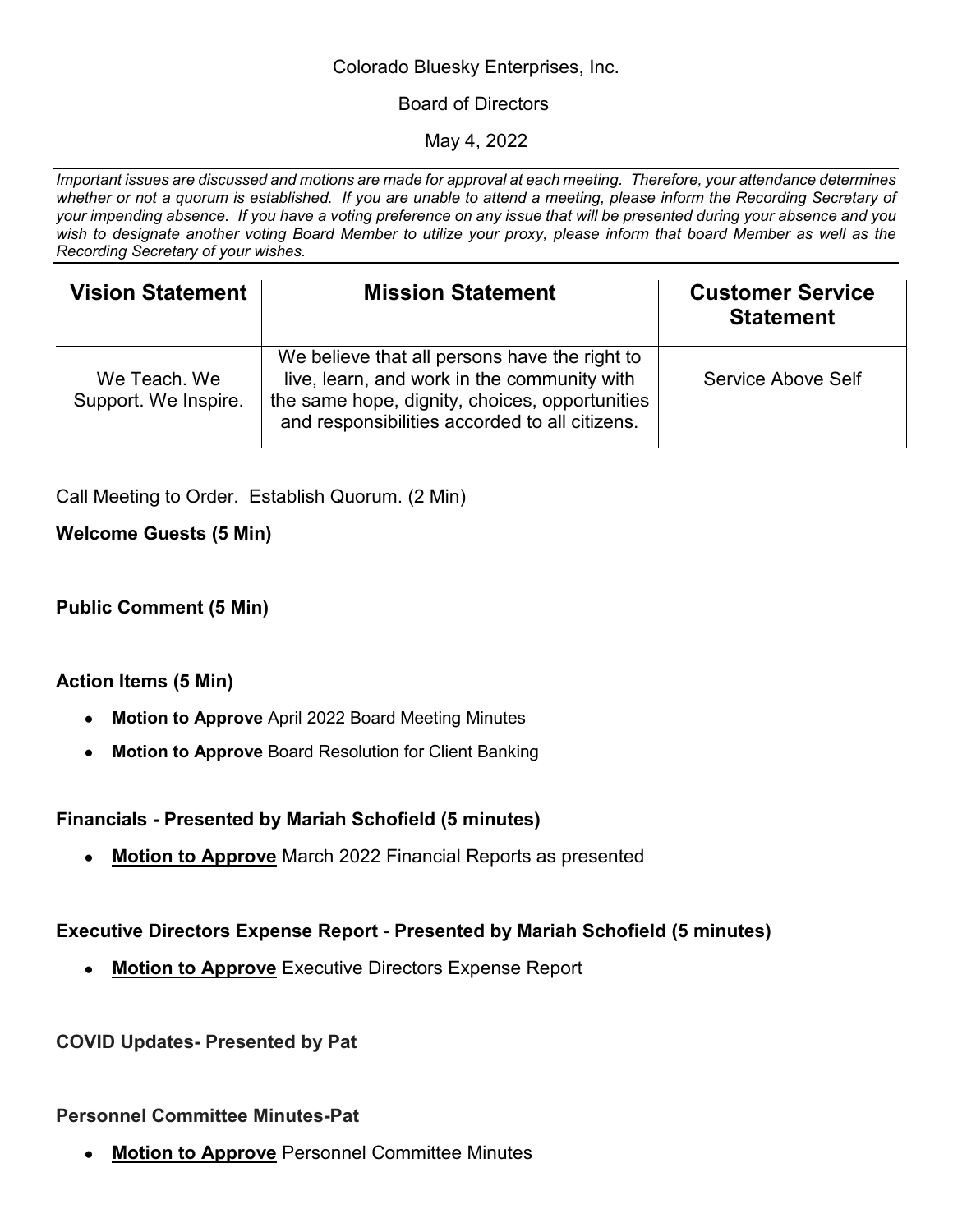Colorado Bluesky Enterprises, Inc.

Board of Directors

May 4, 2022

*Important issues are discussed and motions are made for approval at each meeting. Therefore, your attendance determines whether or not a quorum is established. If you are unable to attend a meeting, please inform the Recording Secretary of your impending absence. If you have a voting preference on any issue that will be presented during your absence and you wish to designate another voting Board Member to utilize your proxy, please inform that board Member as well as the Recording Secretary of your wishes.*

| Vision Statement | Mission Statement | Customer Service Statement |
|---|---|---|
| We Teach. We Support. We Inspire. | We believe that all persons have the right to live, learn, and work in the community with the same hope, dignity, choices, opportunities and responsibilities accorded to all citizens. | Service Above Self |

Call Meeting to Order. Establish Quorum. (2 Min)

**Welcome Guests (5 Min)**

**Public Comment (5 Min)**

**Action Items (5 Min)**

- **Motion to Approve** April 2022 Board Meeting Minutes
- **Motion to Approve** Board Resolution for Client Banking

**Financials - Presented by Mariah Schofield (5 minutes)**

- **Motion to Approve** March 2022 Financial Reports as presented

**Executive Directors Expense Report** - **Presented by Mariah Schofield (5 minutes)**

- **Motion to Approve** Executive Directors Expense Report

**COVID Updates- Presented by Pat**

**Personnel Committee Minutes-Pat**

- **Motion to Approve** Personnel Committee Minutes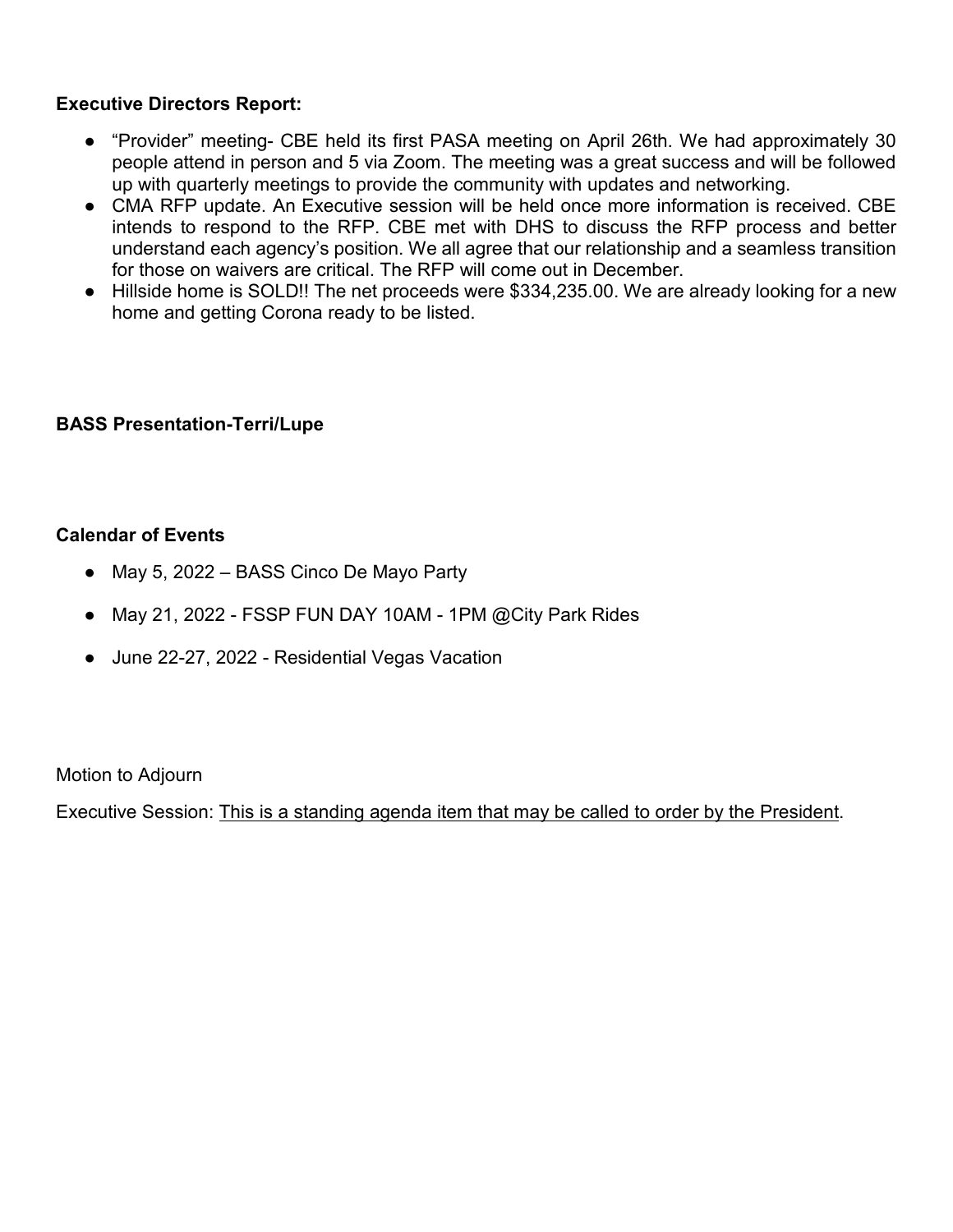**Executive Directors Report:**

- "Provider" meeting- CBE held its first PASA meeting on April 26th. We had approximately 30 people attend in person and 5 via Zoom. The meeting was a great success and will be followed up with quarterly meetings to provide the community with updates and networking.
- CMA RFP update. An Executive session will be held once more information is received. CBE intends to respond to the RFP. CBE met with DHS to discuss the RFP process and better understand each agency's position. We all agree that our relationship and a seamless transition for those on waivers are critical. The RFP will come out in December.
- Hillside home is SOLD!! The net proceeds were $334,235.00. We are already looking for a new home and getting Corona ready to be listed.

**BASS Presentation-Terri/Lupe**

**Calendar of Events**

- May 5, 2022 – BASS Cinco De Mayo Party
- May 21, 2022 - FSSP FUN DAY 10AM - 1PM @City Park Rides
- June 22-27, 2022 - Residential Vegas Vacation

Motion to Adjourn

Executive Session: <u>This is a standing agenda item that may be called to order by the President</u>.